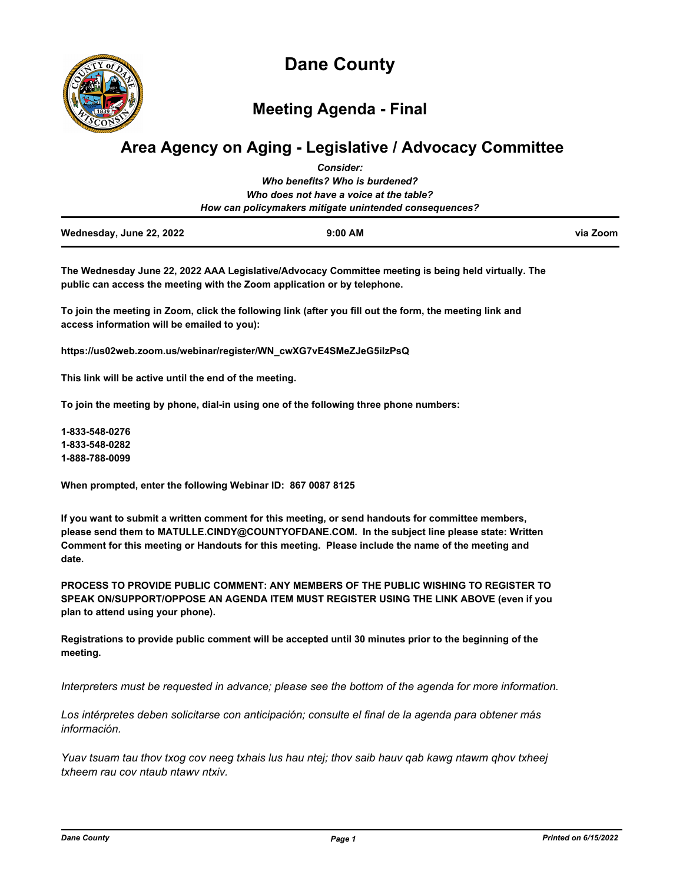# Dane County

## Meeting Agenda - Final

## Area Agency on Aging - Legislative / Advocacy Committee

***Consider:***
***Who benefits? Who is burdened?***
***Who does not have a voice at the table?***
***How can policymakers mitigate unintended consequences?***

| **Wednesday, June 22, 2022** | **9:00 AM** | **via Zoom** |
|---|---|---|

**The Wednesday June 22, 2022 AAA Legislative/Advocacy Committee meeting is being held virtually. The public can access the meeting with the Zoom application or by telephone.**

**To join the meeting in Zoom, click the following link (after you fill out the form, the meeting link and access information will be emailed to you):**

**https://us02web.zoom.us/webinar/register/WN_cwXG7vE4SMeZJeG5ilzPsQ**

**This link will be active until the end of the meeting.**

**To join the meeting by phone, dial-in using one of the following three phone numbers:**

**1-833-548-0276**
**1-833-548-0282**
**1-888-788-0099**

**When prompted, enter the following Webinar ID: 867 0087 8125**

**If you want to submit a written comment for this meeting, or send handouts for committee members, please send them to MATULLE.CINDY@COUNTYOFDANE.COM. In the subject line please state: Written Comment for this meeting or Handouts for this meeting. Please include the name of the meeting and date.**

**PROCESS TO PROVIDE PUBLIC COMMENT: ANY MEMBERS OF THE PUBLIC WISHING TO REGISTER TO SPEAK ON/SUPPORT/OPPOSE AN AGENDA ITEM MUST REGISTER USING THE LINK ABOVE (even if you plan to attend using your phone).**

**Registrations to provide public comment will be accepted until 30 minutes prior to the beginning of the meeting.**

*Interpreters must be requested in advance; please see the bottom of the agenda for more information.*

*Los intérpretes deben solicitarse con anticipación; consulte el final de la agenda para obtener más información.*

*Yuav tsuam tau thov txog cov neeg txhais lus hau ntej; thov saib hauv qab kawg ntawm qhov txheej txheem rau cov ntaub ntawv ntxiv.*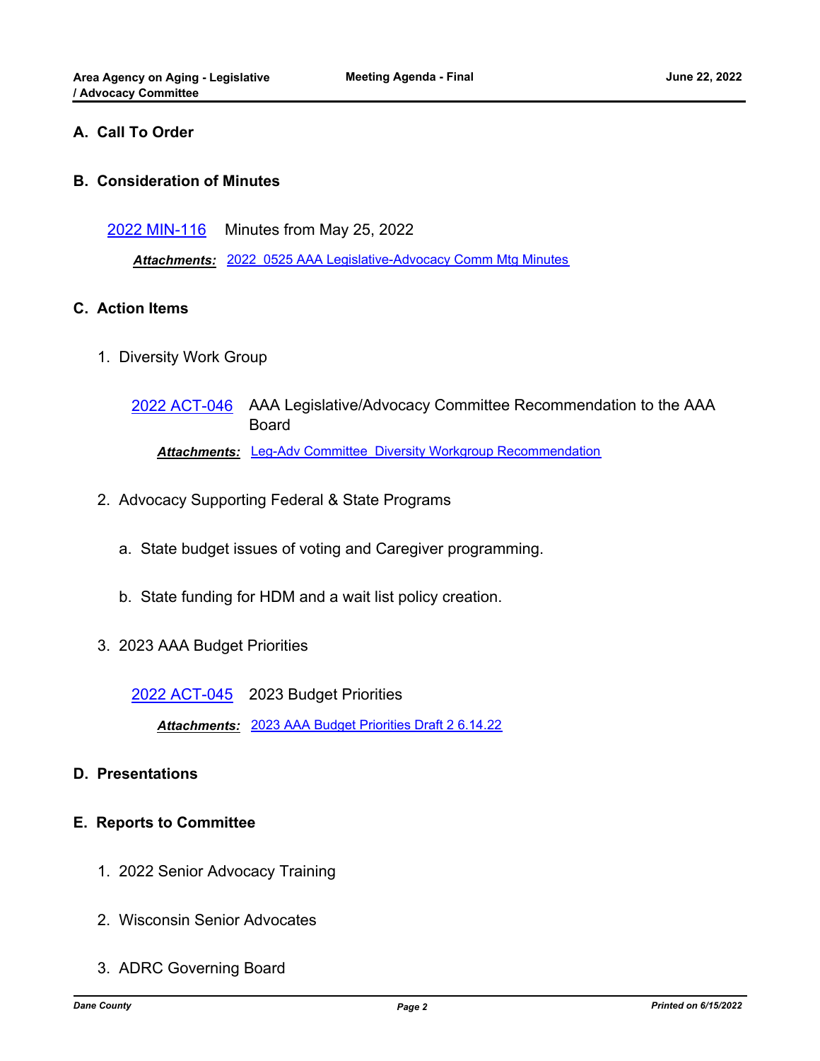## A. Call To Order

## B. Consideration of Minutes

2022 MIN-116 Minutes from May 25, 2022

***Attachments:*** 2022_0525 AAA Legislative-Advocacy Comm Mtg Minutes

## C. Action Items

1. Diversity Work Group

   2022 ACT-046 AAA Legislative/Advocacy Committee Recommendation to the AAA Board

   ***Attachments:*** Leg-Adv Committee_Diversity Workgroup Recommendation

2. Advocacy Supporting Federal & State Programs

   a. State budget issues of voting and Caregiver programming.

   b. State funding for HDM and a wait list policy creation.

3. 2023 AAA Budget Priorities

   2022 ACT-045 2023 Budget Priorities

   ***Attachments:*** 2023 AAA Budget Priorities Draft 2 6.14.22

## D. Presentations

## E. Reports to Committee

1. 2022 Senior Advocacy Training

2. Wisconsin Senior Advocates

3. ADRC Governing Board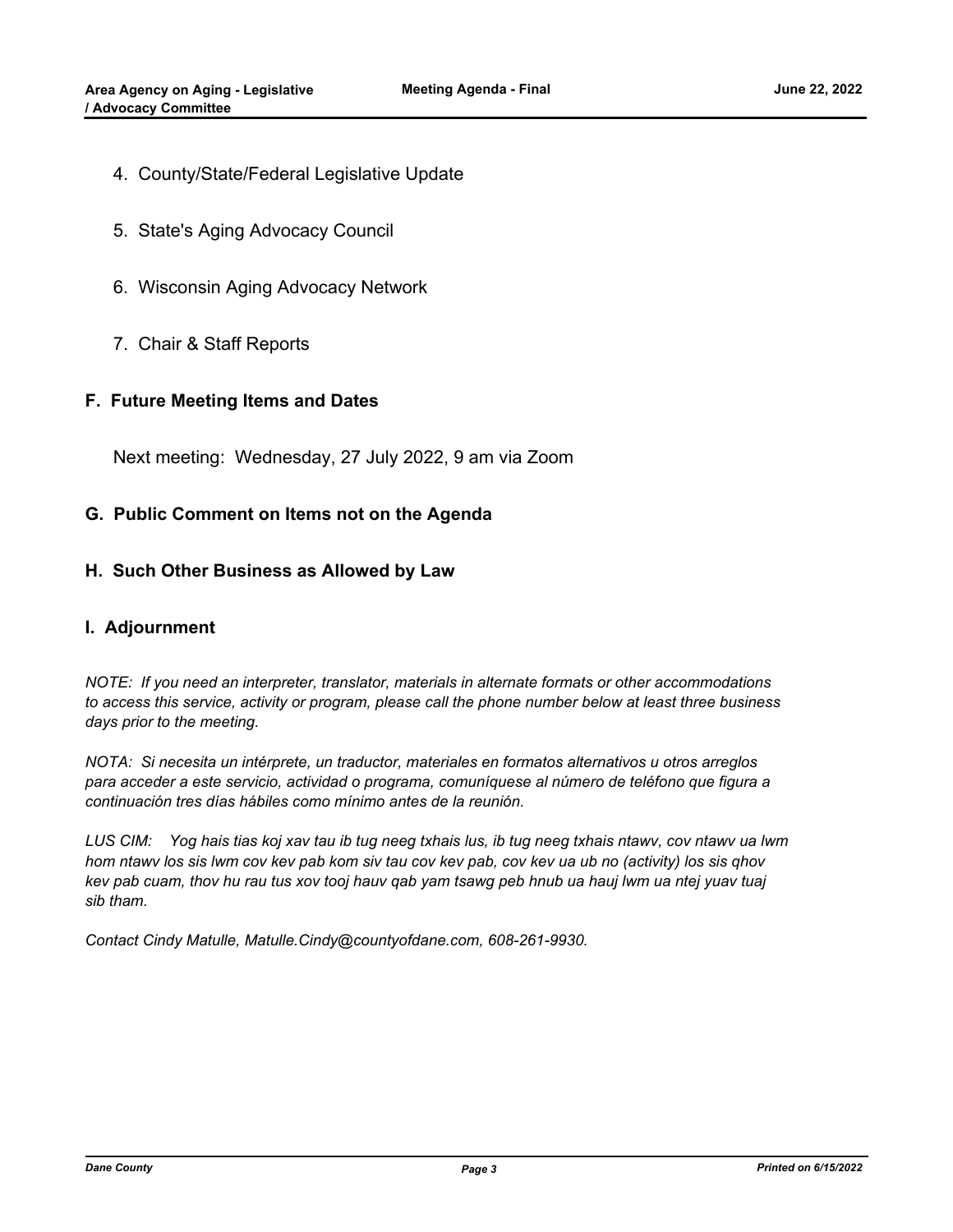4. County/State/Federal Legislative Update

5. State's Aging Advocacy Council

6. Wisconsin Aging Advocacy Network

7. Chair & Staff Reports

## F. Future Meeting Items and Dates

Next meeting: Wednesday, 27 July 2022, 9 am via Zoom

## G. Public Comment on Items not on the Agenda

## H. Such Other Business as Allowed by Law

## I. Adjournment

*NOTE: If you need an interpreter, translator, materials in alternate formats or other accommodations to access this service, activity or program, please call the phone number below at least three business days prior to the meeting.*

*NOTA: Si necesita un intérprete, un traductor, materiales en formatos alternativos u otros arreglos para acceder a este servicio, actividad o programa, comuníquese al número de teléfono que figura a continuación tres días hábiles como mínimo antes de la reunión.*

*LUS CIM: Yog hais tias koj xav tau ib tug neeg txhais lus, ib tug neeg txhais ntawv, cov ntawv ua lwm hom ntawv los sis lwm cov kev pab kom siv tau cov kev pab, cov kev ua ub no (activity) los sis qhov kev pab cuam, thov hu rau tus xov tooj hauv qab yam tsawg peb hnub ua hauj lwm ua ntej yuav tuaj sib tham.*

*Contact Cindy Matulle, Matulle.Cindy@countyofdane.com, 608-261-9930.*